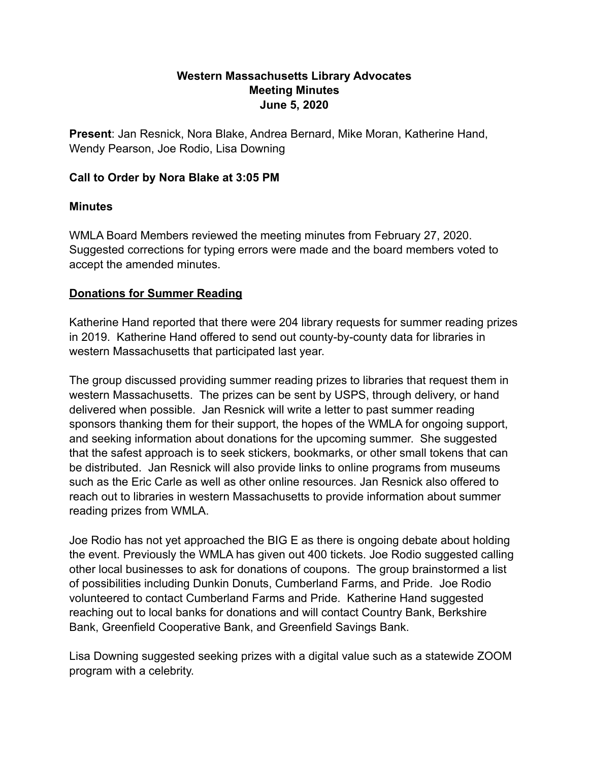**Western Massachusetts Library Advocates**
**Meeting Minutes**
**June 5, 2020**

**Present**: Jan Resnick, Nora Blake, Andrea Bernard, Mike Moran, Katherine Hand, Wendy Pearson, Joe Rodio, Lisa Downing

**Call to Order by Nora Blake at 3:05 PM**

**Minutes**

WMLA Board Members reviewed the meeting minutes from February 27, 2020. Suggested corrections for typing errors were made and the board members voted to accept the amended minutes.

**<u>Donations for Summer Reading</u>**

Katherine Hand reported that there were 204 library requests for summer reading prizes in 2019. Katherine Hand offered to send out county-by-county data for libraries in western Massachusetts that participated last year.

The group discussed providing summer reading prizes to libraries that request them in western Massachusetts. The prizes can be sent by USPS, through delivery, or hand delivered when possible. Jan Resnick will write a letter to past summer reading sponsors thanking them for their support, the hopes of the WMLA for ongoing support, and seeking information about donations for the upcoming summer. She suggested that the safest approach is to seek stickers, bookmarks, or other small tokens that can be distributed. Jan Resnick will also provide links to online programs from museums such as the Eric Carle as well as other online resources. Jan Resnick also offered to reach out to libraries in western Massachusetts to provide information about summer reading prizes from WMLA.

Joe Rodio has not yet approached the BIG E as there is ongoing debate about holding the event. Previously the WMLA has given out 400 tickets. Joe Rodio suggested calling other local businesses to ask for donations of coupons. The group brainstormed a list of possibilities including Dunkin Donuts, Cumberland Farms, and Pride. Joe Rodio volunteered to contact Cumberland Farms and Pride. Katherine Hand suggested reaching out to local banks for donations and will contact Country Bank, Berkshire Bank, Greenfield Cooperative Bank, and Greenfield Savings Bank.

Lisa Downing suggested seeking prizes with a digital value such as a statewide ZOOM program with a celebrity.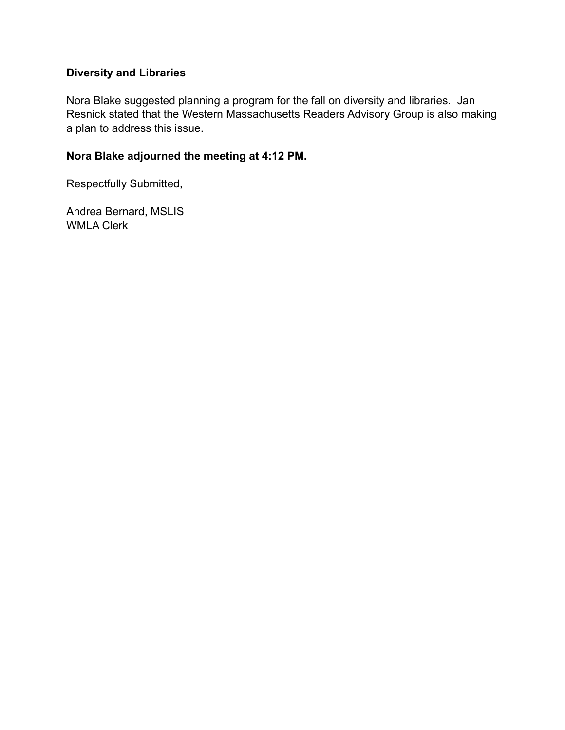**Diversity and Libraries**

Nora Blake suggested planning a program for the fall on diversity and libraries. Jan Resnick stated that the Western Massachusetts Readers Advisory Group is also making a plan to address this issue.

**Nora Blake adjourned the meeting at 4:12 PM.**

Respectfully Submitted,

Andrea Bernard, MSLIS
WMLA Clerk